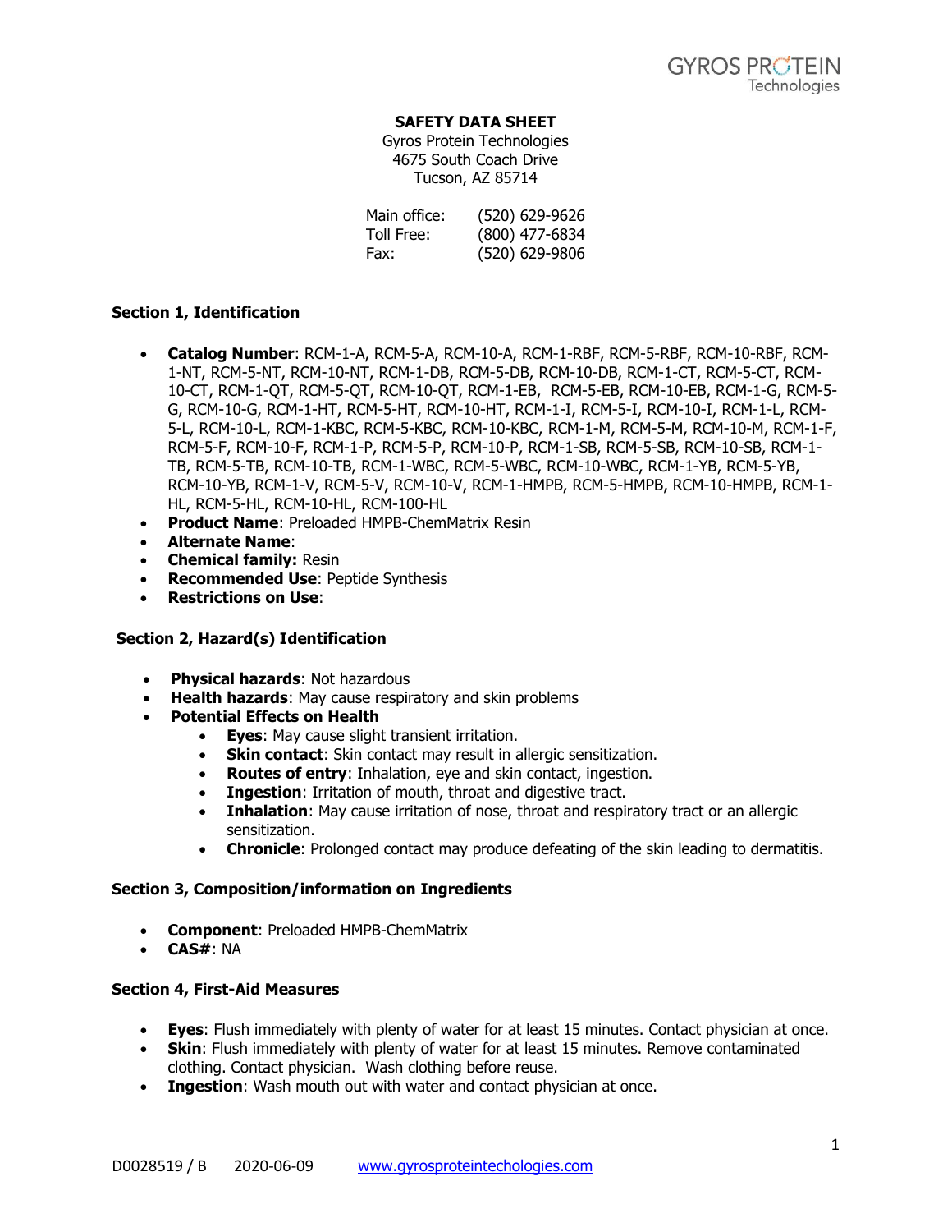**SAFETY DATA SHEET**
Gyros Protein Technologies
4675 South Coach Drive
Tucson, AZ 85714

Main office: (520) 629-9626
Toll Free: (800) 477-6834
Fax: (520) 629-9806

## Section 1, Identification

- **Catalog Number**: RCM-1-A, RCM-5-A, RCM-10-A, RCM-1-RBF, RCM-5-RBF, RCM-10-RBF, RCM-1-NT, RCM-5-NT, RCM-10-NT, RCM-1-DB, RCM-5-DB, RCM-10-DB, RCM-1-CT, RCM-5-CT, RCM-10-CT, RCM-1-QT, RCM-5-QT, RCM-10-QT, RCM-1-EB, RCM-5-EB, RCM-10-EB, RCM-1-G, RCM-5-G, RCM-10-G, RCM-1-HT, RCM-5-HT, RCM-10-HT, RCM-1-I, RCM-5-I, RCM-10-I, RCM-1-L, RCM-5-L, RCM-10-L, RCM-1-KBC, RCM-5-KBC, RCM-10-KBC, RCM-1-M, RCM-5-M, RCM-10-M, RCM-1-F, RCM-5-F, RCM-10-F, RCM-1-P, RCM-5-P, RCM-10-P, RCM-1-SB, RCM-5-SB, RCM-10-SB, RCM-1-TB, RCM-5-TB, RCM-10-TB, RCM-1-WBC, RCM-5-WBC, RCM-10-WBC, RCM-1-YB, RCM-5-YB, RCM-10-YB, RCM-1-V, RCM-5-V, RCM-10-V, RCM-1-HMPB, RCM-5-HMPB, RCM-10-HMPB, RCM-1-HL, RCM-5-HL, RCM-10-HL, RCM-100-HL
- **Product Name**: Preloaded HMPB-ChemMatrix Resin
- **Alternate Name**:
- **Chemical family:** Resin
- **Recommended Use**: Peptide Synthesis
- **Restrictions on Use**:

## Section 2, Hazard(s) Identification

- **Physical hazards**: Not hazardous
- **Health hazards**: May cause respiratory and skin problems
- **Potential Effects on Health**
  - **Eyes**: May cause slight transient irritation.
  - **Skin contact**: Skin contact may result in allergic sensitization.
  - **Routes of entry**: Inhalation, eye and skin contact, ingestion.
  - **Ingestion**: Irritation of mouth, throat and digestive tract.
  - **Inhalation**: May cause irritation of nose, throat and respiratory tract or an allergic sensitization.
  - **Chronicle**: Prolonged contact may produce defeating of the skin leading to dermatitis.

## Section 3, Composition/information on Ingredients

- **Component**: Preloaded HMPB-ChemMatrix
- **CAS#**: NA

## Section 4, First-Aid Measures

- **Eyes**: Flush immediately with plenty of water for at least 15 minutes. Contact physician at once.
- **Skin**: Flush immediately with plenty of water for at least 15 minutes. Remove contaminated clothing. Contact physician. Wash clothing before reuse.
- **Ingestion**: Wash mouth out with water and contact physician at once.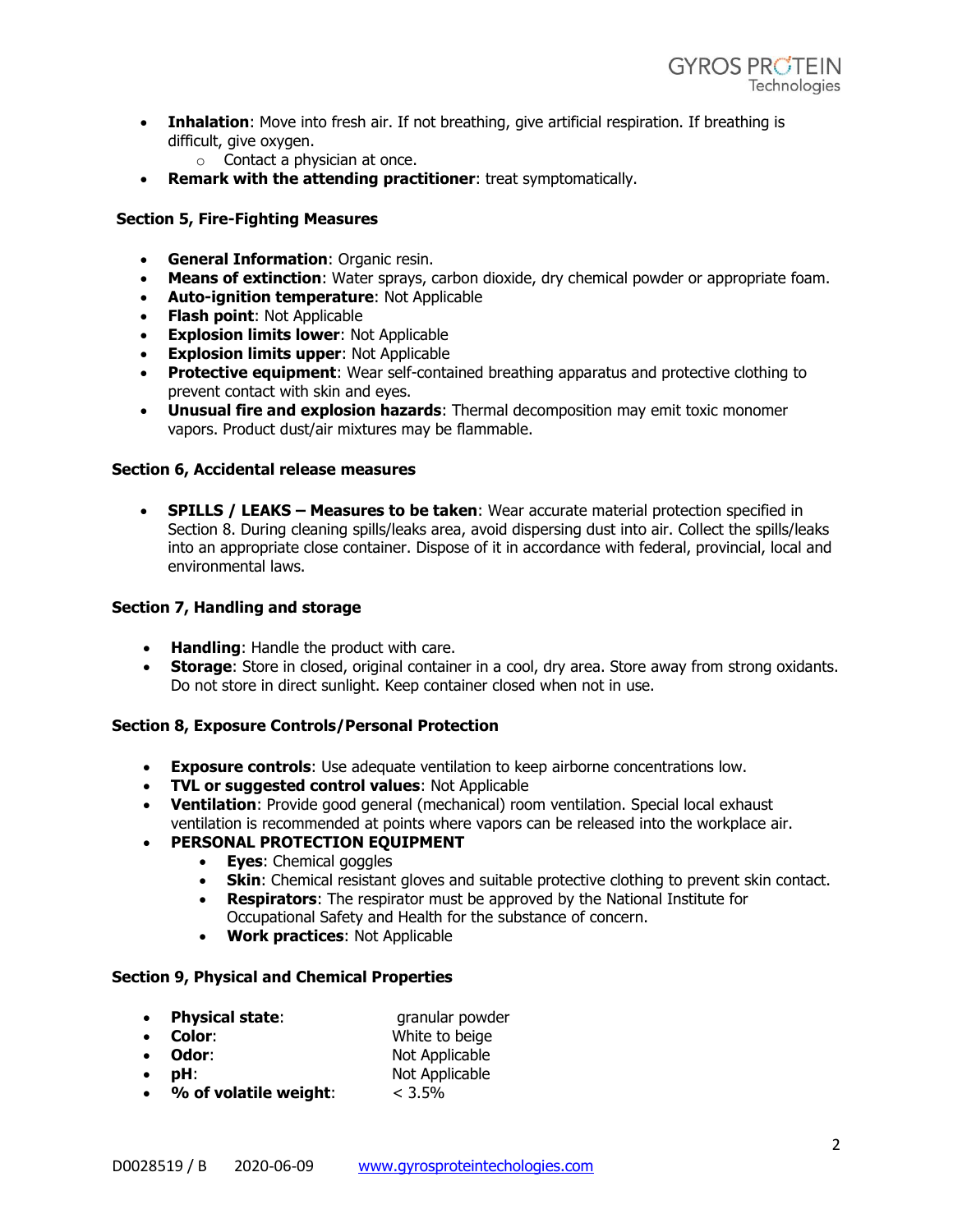- **Inhalation**: Move into fresh air. If not breathing, give artificial respiration. If breathing is difficult, give oxygen.
    - Contact a physician at once.
- **Remark with the attending practitioner**: treat symptomatically.

**Section 5, Fire-Fighting Measures**

- **General Information**: Organic resin.
- **Means of extinction**: Water sprays, carbon dioxide, dry chemical powder or appropriate foam.
- **Auto-ignition temperature**: Not Applicable
- **Flash point**: Not Applicable
- **Explosion limits lower**: Not Applicable
- **Explosion limits upper**: Not Applicable
- **Protective equipment**: Wear self-contained breathing apparatus and protective clothing to prevent contact with skin and eyes.
- **Unusual fire and explosion hazards**: Thermal decomposition may emit toxic monomer vapors. Product dust/air mixtures may be flammable.

**Section 6, Accidental release measures**

- **SPILLS / LEAKS – Measures to be taken**: Wear accurate material protection specified in Section 8. During cleaning spills/leaks area, avoid dispersing dust into air. Collect the spills/leaks into an appropriate close container. Dispose of it in accordance with federal, provincial, local and environmental laws.

**Section 7, Handling and storage**

- **Handling**: Handle the product with care.
- **Storage**: Store in closed, original container in a cool, dry area. Store away from strong oxidants. Do not store in direct sunlight. Keep container closed when not in use.

**Section 8, Exposure Controls/Personal Protection**

- **Exposure controls**: Use adequate ventilation to keep airborne concentrations low.
- **TVL or suggested control values**: Not Applicable
- **Ventilation**: Provide good general (mechanical) room ventilation. Special local exhaust ventilation is recommended at points where vapors can be released into the workplace air.
- **PERSONAL PROTECTION EQUIPMENT**
    - **Eyes**: Chemical goggles
    - **Skin**: Chemical resistant gloves and suitable protective clothing to prevent skin contact.
    - **Respirators**: The respirator must be approved by the National Institute for Occupational Safety and Health for the substance of concern.
    - **Work practices**: Not Applicable

**Section 9, Physical and Chemical Properties**

- **Physical state**: granular powder
- **Color**: White to beige
- **Odor**: Not Applicable
- **pH**: Not Applicable
- **% of volatile weight**: < 3.5%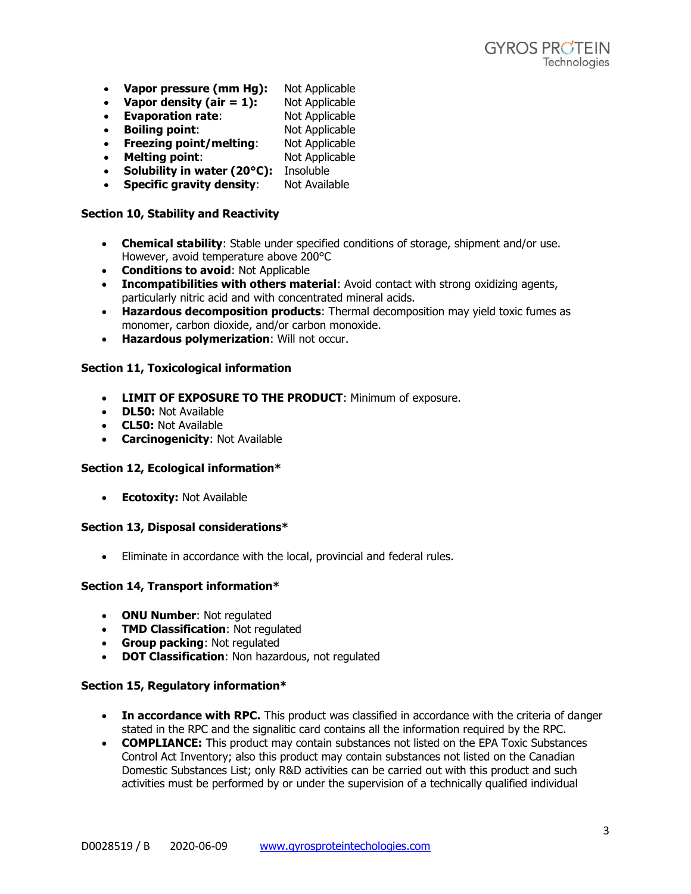- **Vapor pressure (mm Hg):** Not Applicable
- **Vapor density (air = 1):** Not Applicable
- **Evaporation rate**: Not Applicable
- **Boiling point**: Not Applicable
- **Freezing point/melting**: Not Applicable
- **Melting point**: Not Applicable
- **Solubility in water (20°C):** Insoluble
- **Specific gravity density**: Not Available

**Section 10, Stability and Reactivity**

- **Chemical stability**: Stable under specified conditions of storage, shipment and/or use. However, avoid temperature above 200°C
- **Conditions to avoid**: Not Applicable
- **Incompatibilities with others material**: Avoid contact with strong oxidizing agents, particularly nitric acid and with concentrated mineral acids.
- **Hazardous decomposition products**: Thermal decomposition may yield toxic fumes as monomer, carbon dioxide, and/or carbon monoxide.
- **Hazardous polymerization**: Will not occur.

**Section 11, Toxicological information**

- **LIMIT OF EXPOSURE TO THE PRODUCT**: Minimum of exposure.
- **DL50:** Not Available
- **CL50:** Not Available
- **Carcinogenicity**: Not Available

**Section 12, Ecological information***

- **Ecotoxity:** Not Available

**Section 13, Disposal considerations***

- Eliminate in accordance with the local, provincial and federal rules.

**Section 14, Transport information***

- **ONU Number**: Not regulated
- **TMD Classification**: Not regulated
- **Group packing**: Not regulated
- **DOT Classification**: Non hazardous, not regulated

**Section 15, Regulatory information***

- **In accordance with RPC.** This product was classified in accordance with the criteria of danger stated in the RPC and the signalitic card contains all the information required by the RPC.
- **COMPLIANCE:** This product may contain substances not listed on the EPA Toxic Substances Control Act Inventory; also this product may contain substances not listed on the Canadian Domestic Substances List; only R&D activities can be carried out with this product and such activities must be performed by or under the supervision of a technically qualified individual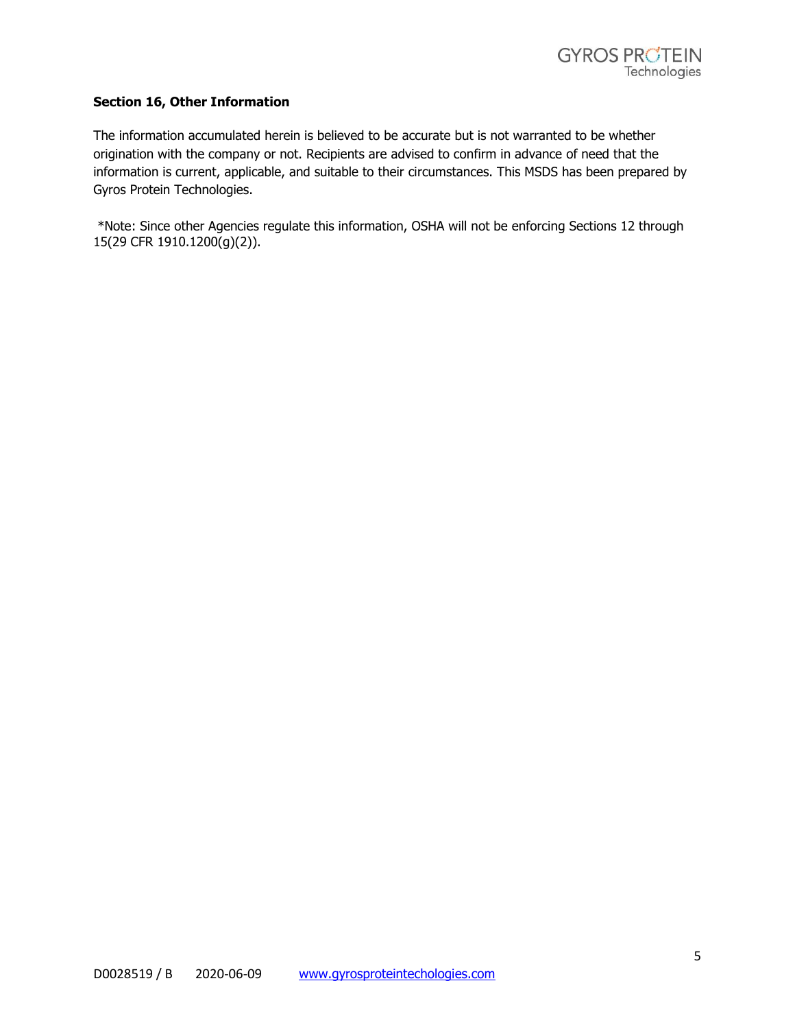**Section 16, Other Information**

The information accumulated herein is believed to be accurate but is not warranted to be whether origination with the company or not. Recipients are advised to confirm in advance of need that the information is current, applicable, and suitable to their circumstances. This MSDS has been prepared by Gyros Protein Technologies.

*Note: Since other Agencies regulate this information, OSHA will not be enforcing Sections 12 through 15(29 CFR 1910.1200(g)(2)).